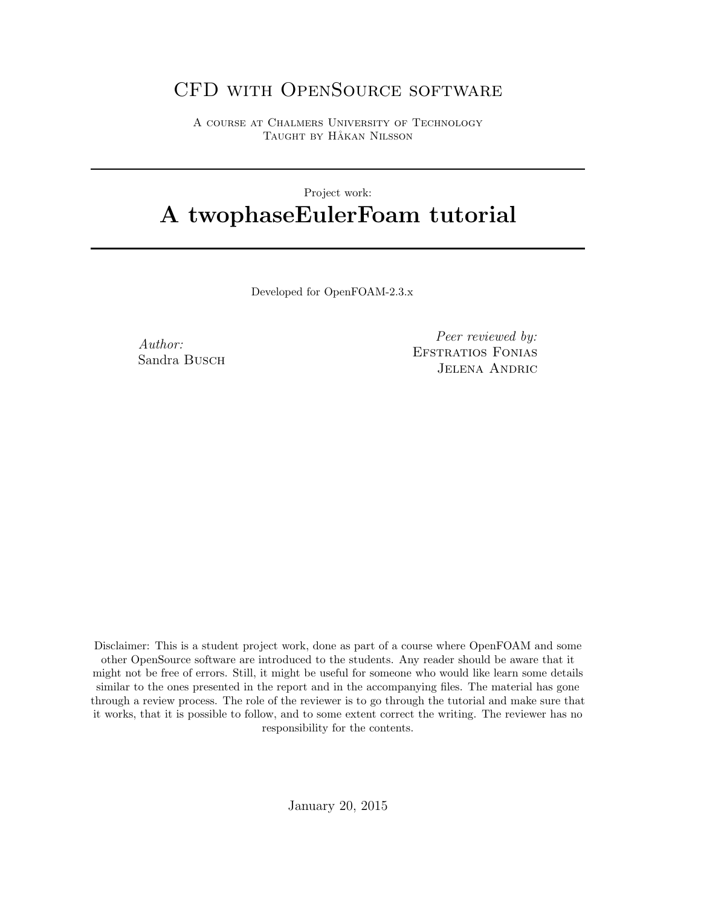# CFD with OpenSource software

A course at Chalmers University of Technology
Taught by Håkan Nilsson

---

Project work:

# A twophaseEulerFoam tutorial

---

Developed for OpenFOAM-2.3.x

*Author:*
Sandra Busch

*Peer reviewed by:*
Efstratios Fonias
Jelena Andric

Disclaimer: This is a student project work, done as part of a course where OpenFOAM and some other OpenSource software are introduced to the students. Any reader should be aware that it might not be free of errors. Still, it might be useful for someone who would like learn some details similar to the ones presented in the report and in the accompanying files. The material has gone through a review process. The role of the reviewer is to go through the tutorial and make sure that it works, that it is possible to follow, and to some extent correct the writing. The reviewer has no responsibility for the contents.

January 20, 2015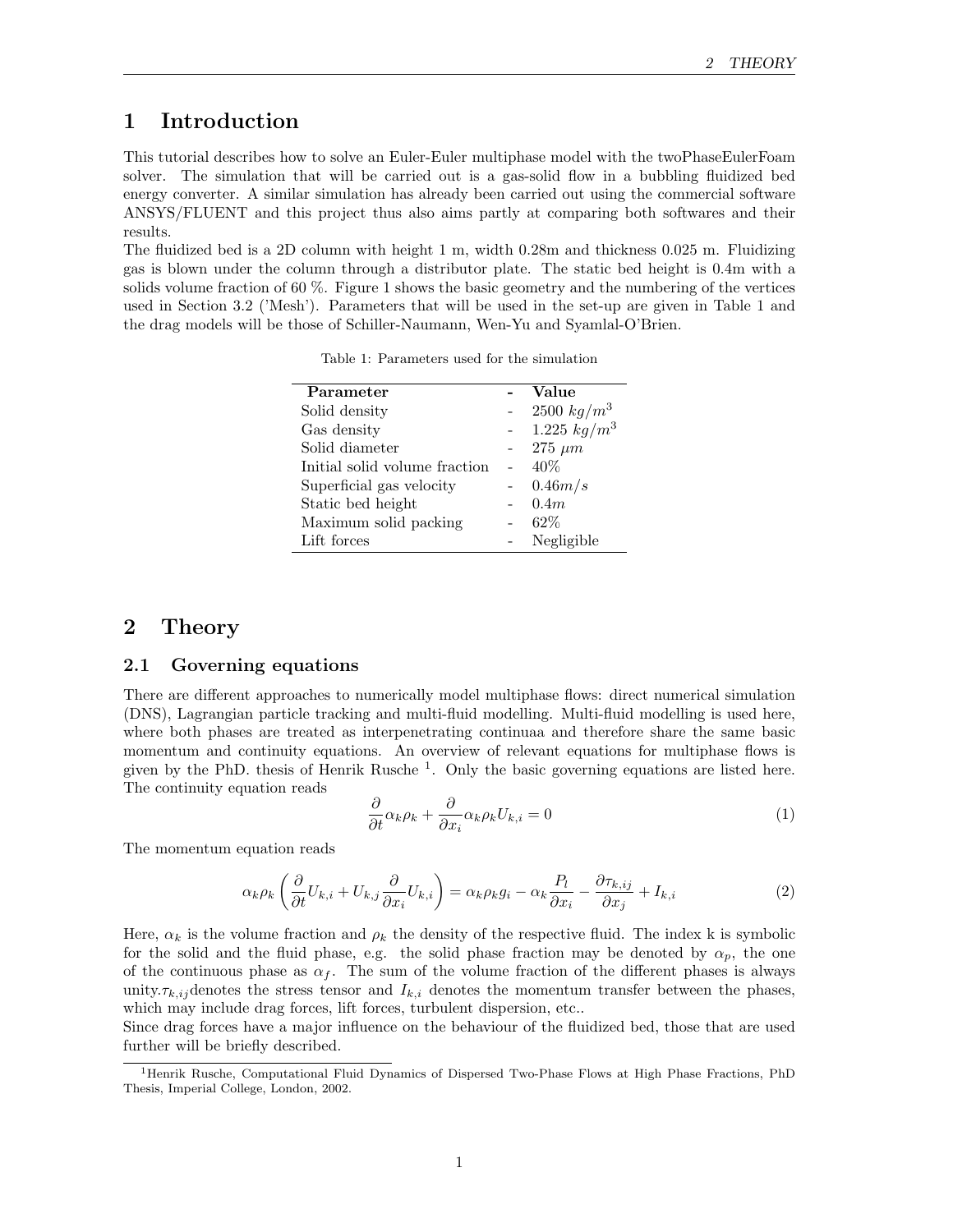#  1 Introduction

This tutorial describes how to solve an Euler-Euler multiphase model with the twoPhaseEulerFoam solver. The simulation that will be carried out is a gas-solid flow in a bubbling fluidized bed energy converter. A similar simulation has already been carried out using the commercial software ANSYS/FLUENT and this project thus also aims partly at comparing both softwares and their results.
The fluidized bed is a 2D column with height 1 m, width 0.28m and thickness 0.025 m. Fluidizing gas is blown under the column through a distributor plate. The static bed height is 0.4m with a solids volume fraction of 60 %. Figure 1 shows the basic geometry and the numbering of the vertices used in Section 3.2 ('Mesh'). Parameters that will be used in the set-up are given in Table 1 and the drag models will be those of Schiller-Naumann, Wen-Yu and Syamlal-O'Brien.

Table 1: Parameters used for the simulation

| Parameter | - | Value |
|---|---|---|
| Solid density | - | 2500 $kg/m^3$ |
| Gas density | - | 1.225 $kg/m^3$ |
| Solid diameter | - | 275 $\mu m$ |
| Initial solid volume fraction | - | 40% |
| Superficial gas velocity | - | $0.46 m/s$ |
| Static bed height | - | $0.4m$ |
| Maximum solid packing | - | 62% |
| Lift forces | - | Negligible |

# 2 Theory

## 2.1 Governing equations

There are different approaches to numerically model multiphase flows: direct numerical simulation (DNS), Lagrangian particle tracking and multi-fluid modelling. Multi-fluid modelling is used here, where both phases are treated as interpenetrating continuaa and therefore share the same basic momentum and continuity equations. An overview of relevant equations for multiphase flows is given by the PhD. thesis of Henrik Rusche [1]. Only the basic governing equations are listed here. The continuity equation reads

$$\frac{\partial}{\partial t}\alpha_k \rho_k + \frac{\partial}{\partial x_i}\alpha_k \rho_k U_{k,i} = 0 \tag{1}$$

The momentum equation reads

$$\alpha_k \rho_k \left( \frac{\partial}{\partial t} U_{k,i} + U_{k,j} \frac{\partial}{\partial x_i} U_{k,i} \right) = \alpha_k \rho_k g_i - \alpha_k \frac{P_l}{\partial x_i} - \frac{\partial \tau_{k,ij}}{\partial x_j} + I_{k,i} \tag{2}$$

Here, $\alpha_k$ is the volume fraction and $\rho_k$ the density of the respective fluid. The index k is symbolic for the solid and the fluid phase, e.g. the solid phase fraction may be denoted by $\alpha_p$, the one of the continuous phase as $\alpha_f$. The sum of the volume fraction of the different phases is always unity.$\tau_{k,ij}$denotes the stress tensor and $I_{k,i}$ denotes the momentum transfer between the phases, which may include drag forces, lift forces, turbulent dispersion, etc..
Since drag forces have a major influence on the behaviour of the fluidized bed, those that are used further will be briefly described.

[1] Henrik Rusche, Computational Fluid Dynamics of Dispersed Two-Phase Flows at High Phase Fractions, PhD Thesis, Imperial College, London, 2002.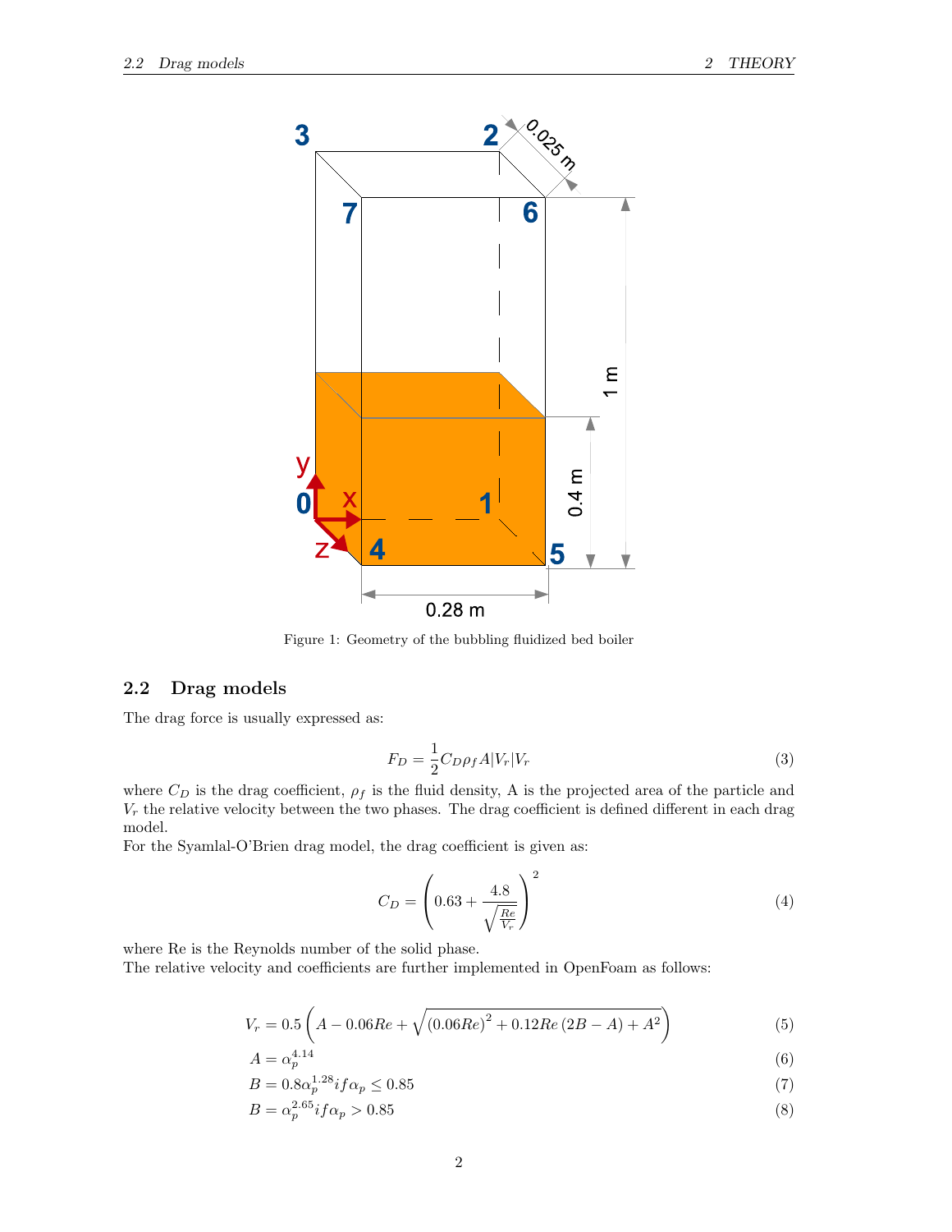Figure 1: Geometry of the bubbling fluidized bed boiler

## 2.2 Drag models

The drag force is usually expressed as:

$$F_D = \frac{1}{2} C_D \rho_f A |V_r| V_r \tag{3}$$

where $C_D$ is the drag coefficient, $\rho_f$ is the fluid density, A is the projected area of the particle and $V_r$ the relative velocity between the two phases. The drag coefficient is defined different in each drag model.

For the Syamlal-O'Brien drag model, the drag coefficient is given as:

$$C_D = \left(0.63 + \frac{4.8}{\sqrt{\frac{Re}{V_r}}}\right)^2 \tag{4}$$

where Re is the Reynolds number of the solid phase.

The relative velocity and coefficients are further implemented in OpenFoam as follows:

$$V_r = 0.5\left(A - 0.06Re + \sqrt{\left(0.06Re\right)^2 + 0.12Re\left(2B - A\right) + A^2}\right) \tag{5}$$

$$A = \alpha_p^{4.14} \tag{6}$$

$$B = 0.8\alpha_p^{1.28} if \alpha_p \leq 0.85 \tag{7}$$

$$B = \alpha_p^{2.65} if \alpha_p > 0.85 \tag{8}$$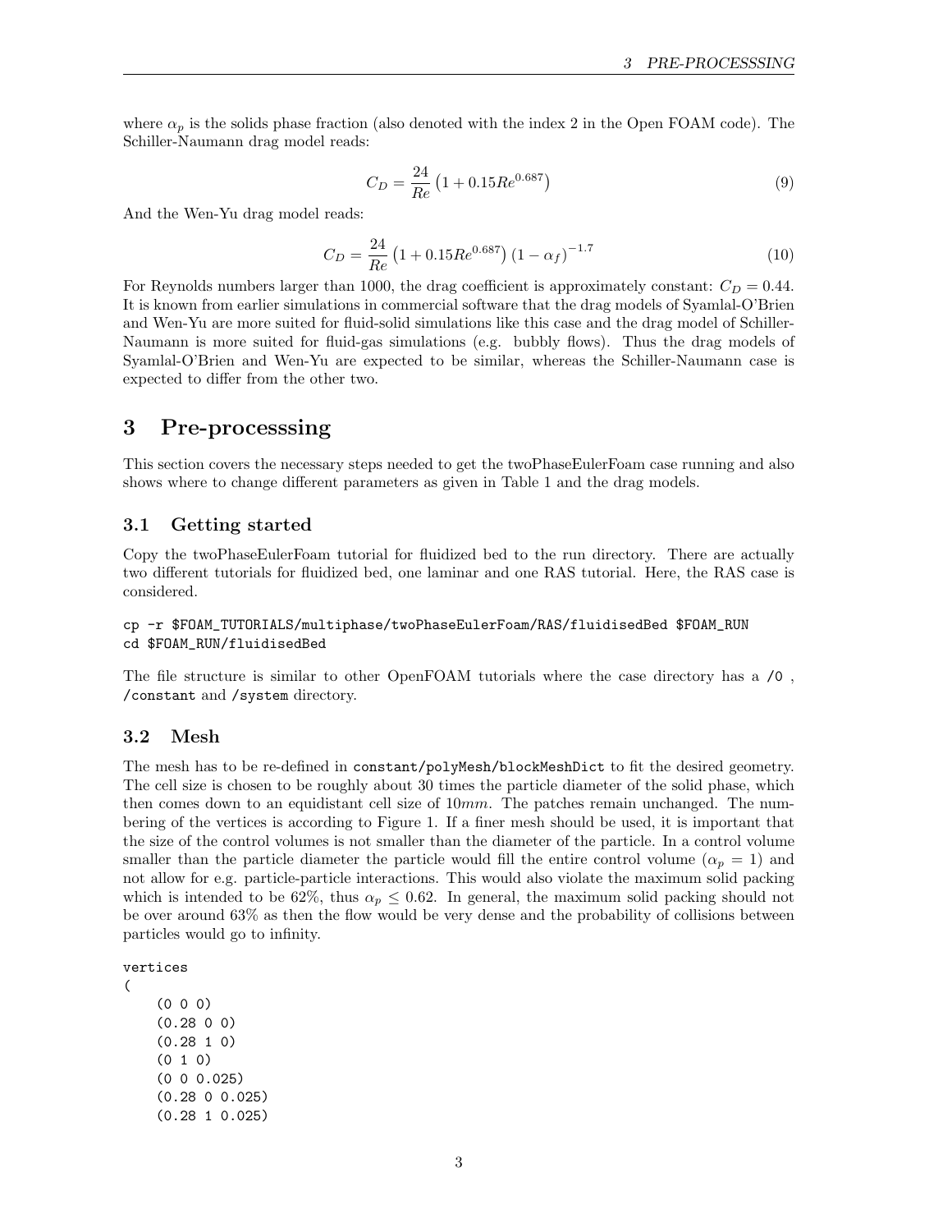where $\alpha_p$ is the solids phase fraction (also denoted with the index 2 in the Open FOAM code). The Schiller-Naumann drag model reads:

$$C_D = \frac{24}{Re}\left(1 + 0.15Re^{0.687}\right) \tag{9}$$

And the Wen-Yu drag model reads:

$$C_D = \frac{24}{Re}\left(1 + 0.15Re^{0.687}\right)\left(1 - \alpha_f\right)^{-1.7} \tag{10}$$

For Reynolds numbers larger than 1000, the drag coefficient is approximately constant: $C_D = 0.44$. It is known from earlier simulations in commercial software that the drag models of Syamlal-O'Brien and Wen-Yu are more suited for fluid-solid simulations like this case and the drag model of Schiller-Naumann is more suited for fluid-gas simulations (e.g. bubbly flows). Thus the drag models of Syamlal-O'Brien and Wen-Yu are expected to be similar, whereas the Schiller-Naumann case is expected to differ from the other two.

# 3 Pre-processsing

This section covers the necessary steps needed to get the twoPhaseEulerFoam case running and also shows where to change different parameters as given in Table 1 and the drag models.

## 3.1 Getting started

Copy the twoPhaseEulerFoam tutorial for fluidized bed to the run directory. There are actually two different tutorials for fluidized bed, one laminar and one RAS tutorial. Here, the RAS case is considered.

```
cp -r $FOAM_TUTORIALS/multiphase/twoPhaseEulerFoam/RAS/fluidisedBed $FOAM_RUN
cd $FOAM_RUN/fluidisedBed
```

The file structure is similar to other OpenFOAM tutorials where the case directory has a `/0` , `/constant` and `/system` directory.

## 3.2 Mesh

The mesh has to be re-defined in `constant/polyMesh/blockMeshDict` to fit the desired geometry. The cell size is chosen to be roughly about 30 times the particle diameter of the solid phase, which then comes down to an equidistant cell size of $10mm$. The patches remain unchanged. The numbering of the vertices is according to Figure 1. If a finer mesh should be used, it is important that the size of the control volumes is not smaller than the diameter of the particle. In a control volume smaller than the particle diameter the particle would fill the entire control volume ($\alpha_p = 1$) and not allow for e.g. particle-particle interactions. This would also violate the maximum solid packing which is intended to be 62%, thus $\alpha_p \leq 0.62$. In general, the maximum solid packing should not be over around 63% as then the flow would be very dense and the probability of collisions between particles would go to infinity.

```
vertices
(
    (0 0 0)
    (0.28 0 0)
    (0.28 1 0)
    (0 1 0)
    (0 0 0.025)
    (0.28 0 0.025)
    (0.28 1 0.025)
```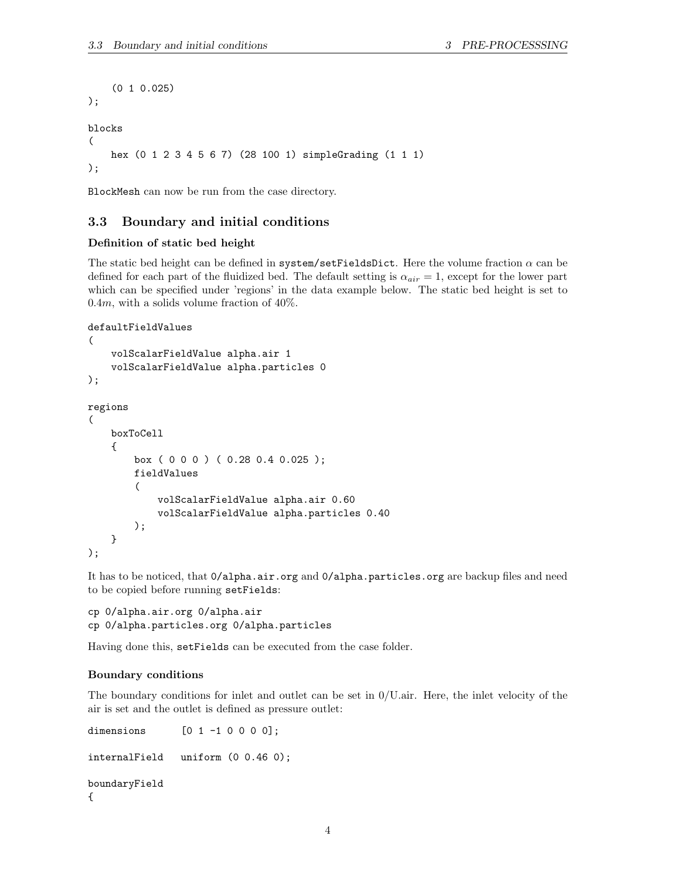```
    (0 1 0.025)
);

blocks
(
    hex (0 1 2 3 4 5 6 7) (28 100 1) simpleGrading (1 1 1)
);
```

BlockMesh can now be run from the case directory.

### 3.3 Boundary and initial conditions

**Definition of static bed height**

The static bed height can be defined in system/setFieldsDict. Here the volume fraction $\alpha$ can be defined for each part of the fluidized bed. The default setting is $\alpha_{air} = 1$, except for the lower part which can be specified under 'regions' in the data example below. The static bed height is set to $0.4m$, with a solids volume fraction of 40%.

```
defaultFieldValues
(
    volScalarFieldValue alpha.air 1
    volScalarFieldValue alpha.particles 0
);

regions
(
    boxToCell
    {
        box ( 0 0 0 ) ( 0.28 0.4 0.025 );
        fieldValues
        (
            volScalarFieldValue alpha.air 0.60
            volScalarFieldValue alpha.particles 0.40
        );
    }
);
```

It has to be noticed, that 0/alpha.air.org and 0/alpha.particles.org are backup files and need to be copied before running setFields:

```
cp 0/alpha.air.org 0/alpha.air
cp 0/alpha.particles.org 0/alpha.particles
```

Having done this, setFields can be executed from the case folder.

**Boundary conditions**

The boundary conditions for inlet and outlet can be set in 0/U.air. Here, the inlet velocity of the air is set and the outlet is defined as pressure outlet:

```
dimensions      [0 1 -1 0 0 0 0];

internalField   uniform (0 0.46 0);

boundaryField
{
```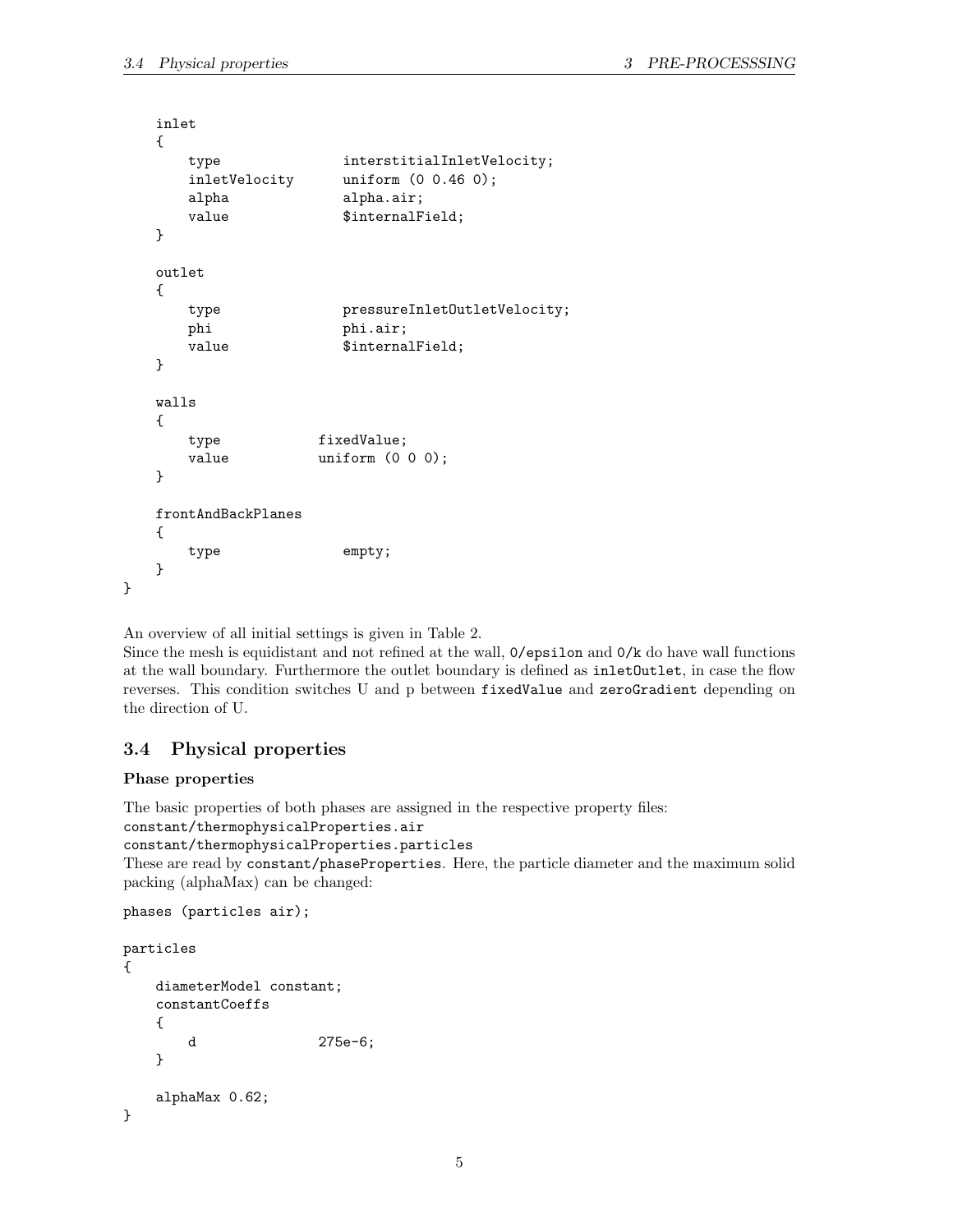```
    inlet
    {
        type               interstitialInletVelocity;
        inletVelocity      uniform (0 0.46 0);
        alpha              alpha.air;
        value              $internalField;
    }

    outlet
    {
        type               pressureInletOutletVelocity;
        phi                phi.air;
        value              $internalField;
    }

    walls
    {
        type            fixedValue;
        value           uniform (0 0 0);
    }

    frontAndBackPlanes
    {
        type               empty;
    }
}
```

An overview of all initial settings is given in Table 2.
Since the mesh is equidistant and not refined at the wall, `0/epsilon` and `0/k` do have wall functions at the wall boundary. Furthermore the outlet boundary is defined as `inletOutlet`, in case the flow reverses. This condition switches U and p between `fixedValue` and `zeroGradient` depending on the direction of U.

## 3.4 Physical properties

### Phase properties

The basic properties of both phases are assigned in the respective property files:
`constant/thermophysicalProperties.air`
`constant/thermophysicalProperties.particles`
These are read by `constant/phaseProperties`. Here, the particle diameter and the maximum solid packing (alphaMax) can be changed:

```
phases (particles air);

particles
{
    diameterModel constant;
    constantCoeffs
    {
        d               275e-6;
    }

    alphaMax 0.62;
}
```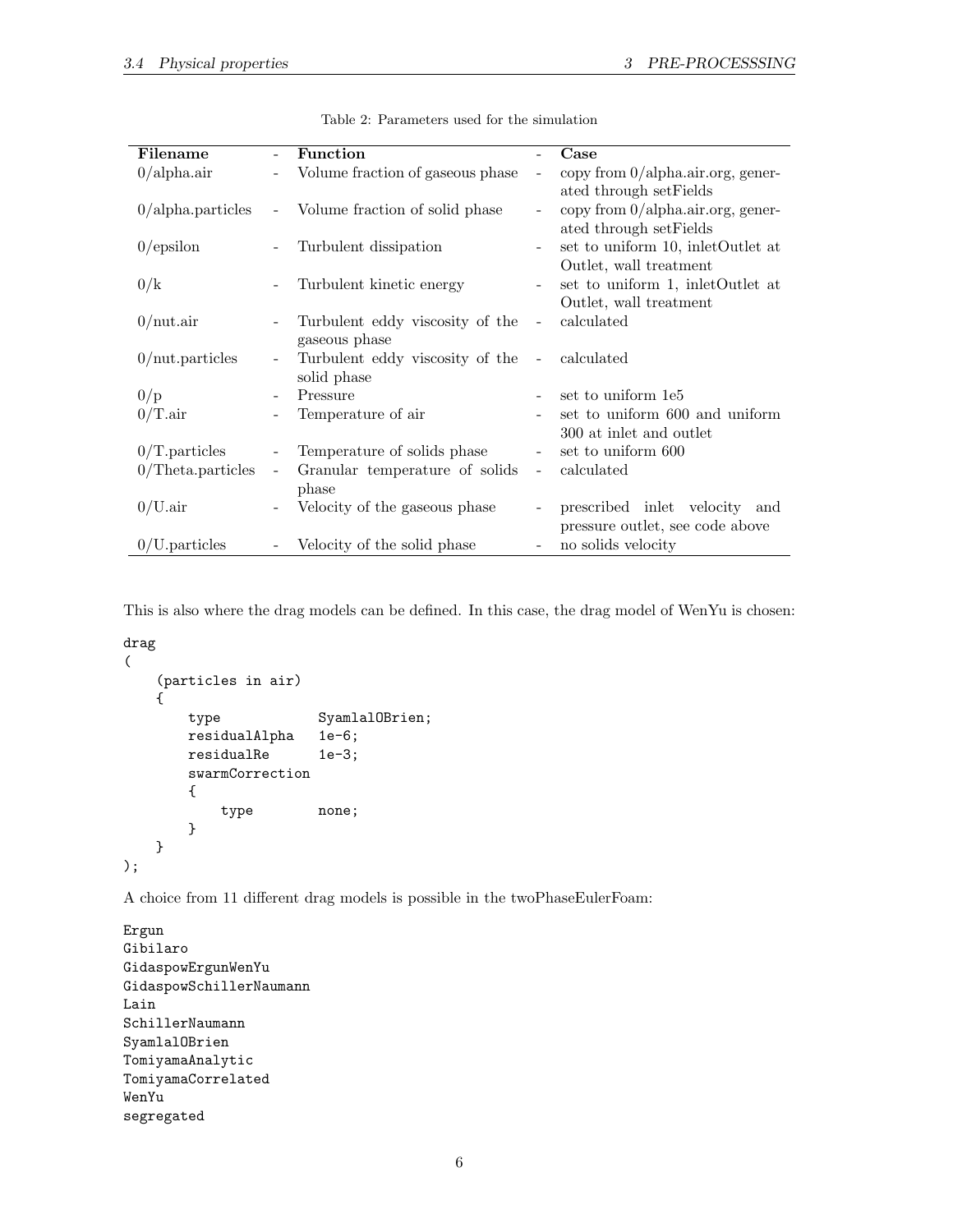Table 2: Parameters used for the simulation

| Filename | - | Function | - | Case |
|---|---|---|---|---|
| 0/alpha.air | - | Volume fraction of gaseous phase | - | copy from 0/alpha.air.org, generated through setFields |
| 0/alpha.particles | - | Volume fraction of solid phase | - | copy from 0/alpha.air.org, generated through setFields |
| 0/epsilon | - | Turbulent dissipation | - | set to uniform 10, inletOutlet at Outlet, wall treatment |
| 0/k | - | Turbulent kinetic energy | - | set to uniform 1, inletOutlet at Outlet, wall treatment |
| 0/nut.air | - | Turbulent eddy viscosity of the gaseous phase | - | calculated |
| 0/nut.particles | - | Turbulent eddy viscosity of the solid phase | - | calculated |
| 0/p | - | Pressure | - | set to uniform 1e5 |
| 0/T.air | - | Temperature of air | - | set to uniform 600 and uniform 300 at inlet and outlet |
| 0/T.particles | - | Temperature of solids phase | - | set to uniform 600 |
| 0/Theta.particles | - | Granular temperature of solids phase | - | calculated |
| 0/U.air | - | Velocity of the gaseous phase | - | prescribed inlet velocity and pressure outlet, see code above |
| 0/U.particles | - | Velocity of the solid phase | - | no solids velocity |

This is also where the drag models can be defined. In this case, the drag model of WenYu is chosen:

```
drag
(
    (particles in air)
    {
        type            SyamlalOBrien;
        residualAlpha   1e-6;
        residualRe      1e-3;
        swarmCorrection
        {
            type        none;
        }
    }
);
```

A choice from 11 different drag models is possible in the twoPhaseEulerFoam:

```
Ergun
Gibilaro
GidaspowErgunWenYu
GidaspowSchillerNaumann
Lain
SchillerNaumann
SyamlalOBrien
TomiyamaAnalytic
TomiyamaCorrelated
WenYu
segregated
```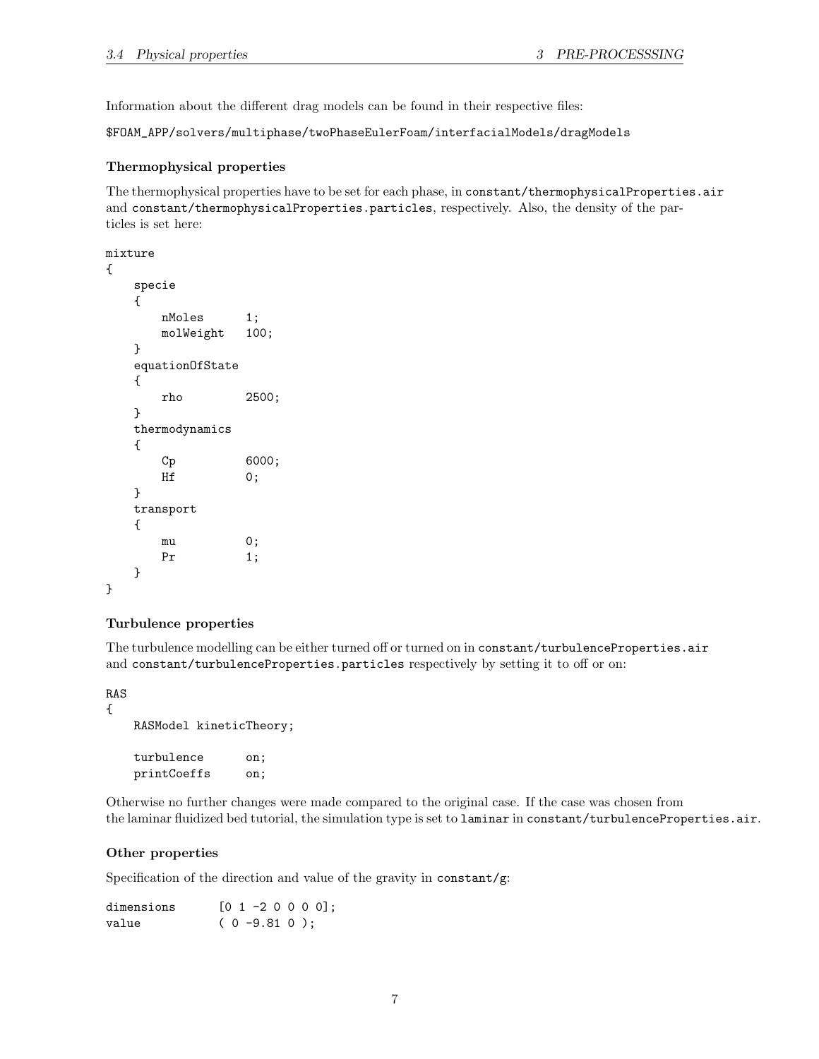Information about the different drag models can be found in their respective files:

```
$FOAM_APP/solvers/multiphase/twoPhaseEulerFoam/interfacialModels/dragModels
```

### Thermophysical properties

The thermophysical properties have to be set for each phase, in `constant/thermophysicalProperties.air` and `constant/thermophysicalProperties.particles`, respectively. Also, the density of the particles is set here:

```
mixture
{
    specie
    {
        nMoles      1;
        molWeight   100;
    }
    equationOfState
    {
        rho         2500;
    }
    thermodynamics
    {
        Cp          6000;
        Hf          0;
    }
    transport
    {
        mu          0;
        Pr          1;
    }
}
```

### Turbulence properties

The turbulence modelling can be either turned off or turned on in `constant/turbulenceProperties.air` and `constant/turbulenceProperties.particles` respectively by setting it to off or on:

```
RAS
{
    RASModel kineticTheory;

    turbulence      on;
    printCoeffs     on;
```

Otherwise no further changes were made compared to the original case. If the case was chosen from the laminar fluidized bed tutorial, the simulation type is set to `laminar` in `constant/turbulenceProperties.air`.

### Other properties

Specification of the direction and value of the gravity in `constant/g`:

```
dimensions      [0 1 -2 0 0 0 0];
value           ( 0 -9.81 0 );
```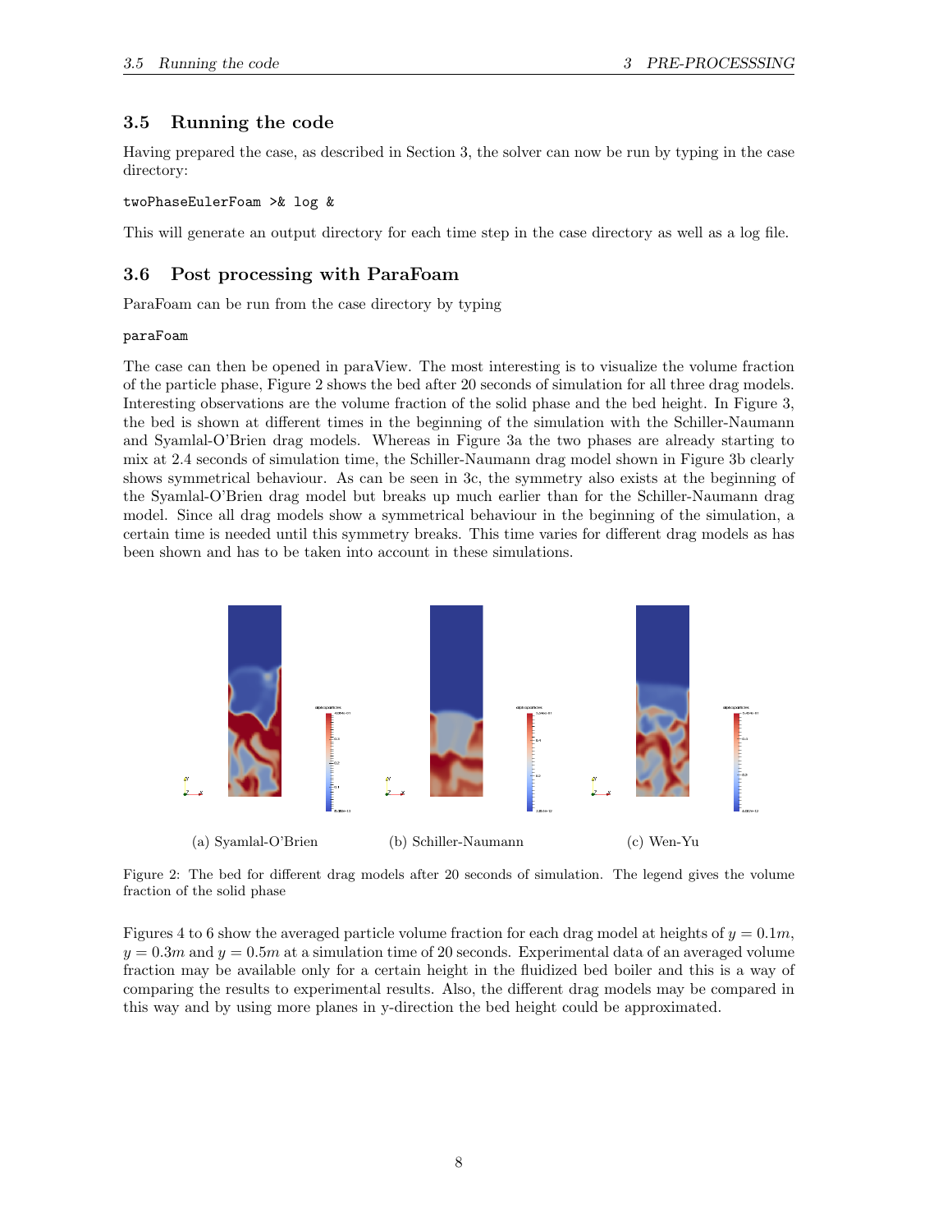## 3.5 Running the code

Having prepared the case, as described in Section 3, the solver can now be run by typing in the case directory:

```
twoPhaseEulerFoam >& log &
```

This will generate an output directory for each time step in the case directory as well as a log file.

## 3.6 Post processing with ParaFoam

ParaFoam can be run from the case directory by typing

```
paraFoam
```

The case can then be opened in paraView. The most interesting is to visualize the volume fraction of the particle phase, Figure 2 shows the bed after 20 seconds of simulation for all three drag models. Interesting observations are the volume fraction of the solid phase and the bed height. In Figure 3, the bed is shown at different times in the beginning of the simulation with the Schiller-Naumann and Syamlal-O'Brien drag models. Whereas in Figure 3a the two phases are already starting to mix at 2.4 seconds of simulation time, the Schiller-Naumann drag model shown in Figure 3b clearly shows symmetrical behaviour. As can be seen in 3c, the symmetry also exists at the beginning of the Syamlal-O'Brien drag model but breaks up much earlier than for the Schiller-Naumann drag model. Since all drag models show a symmetrical behaviour in the beginning of the simulation, a certain time is needed until this symmetry breaks. This time varies for different drag models as has been shown and has to be taken into account in these simulations.

(a) Syamlal-O'Brien (b) Schiller-Naumann (c) Wen-Yu

Figure 2: The bed for different drag models after 20 seconds of simulation. The legend gives the volume fraction of the solid phase

Figures 4 to 6 show the averaged particle volume fraction for each drag model at heights of $y = 0.1m$, $y = 0.3m$ and $y = 0.5m$ at a simulation time of 20 seconds. Experimental data of an averaged volume fraction may be available only for a certain height in the fluidized bed boiler and this is a way of comparing the results to experimental results. Also, the different drag models may be compared in this way and by using more planes in y-direction the bed height could be approximated.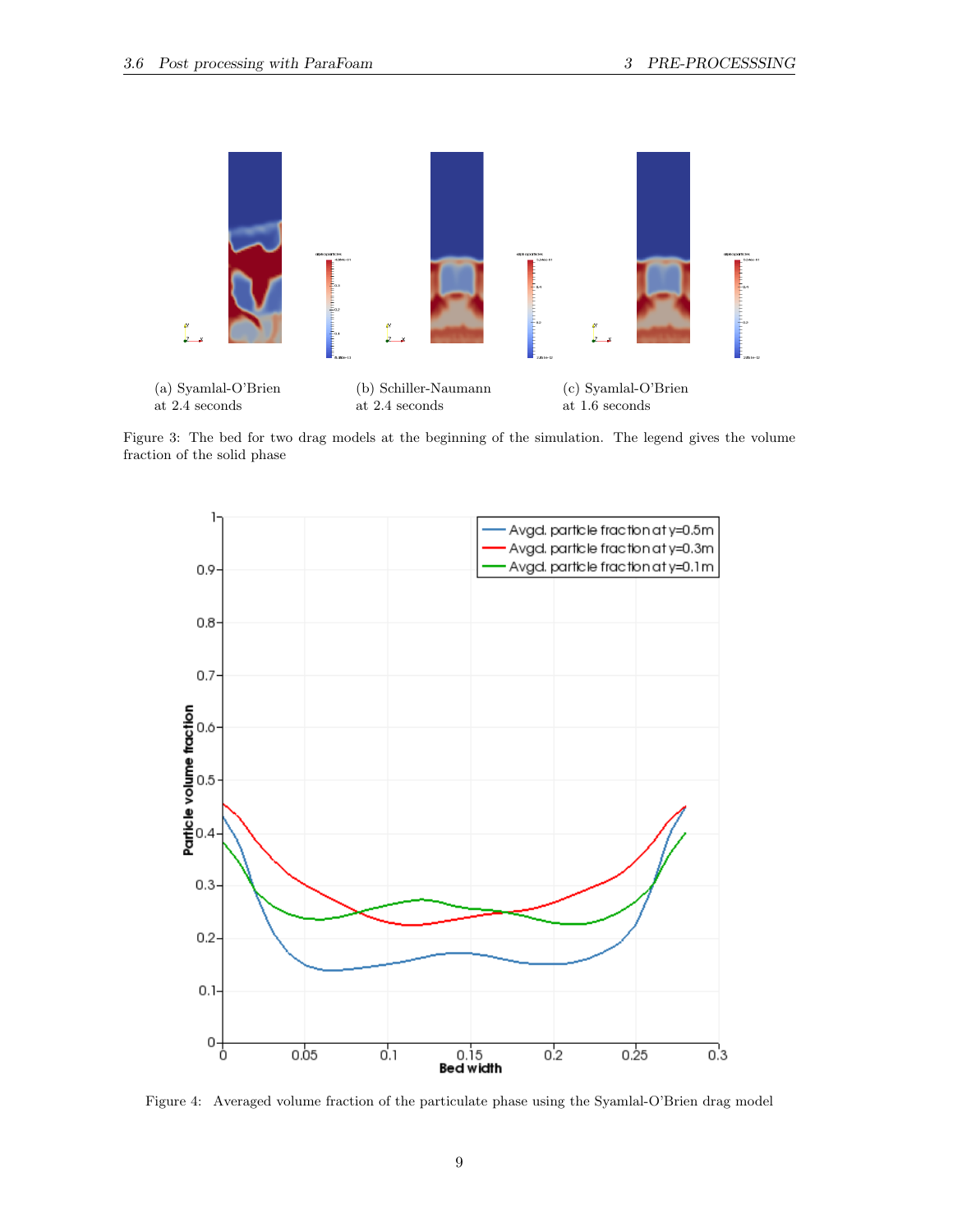(a) Syamlal-O'Brien at 2.4 seconds

(b) Schiller-Naumann at 2.4 seconds

(c) Syamlal-O'Brien at 1.6 seconds

Figure 3: The bed for two drag models at the beginning of the simulation. The legend gives the volume fraction of the solid phase

Figure 4: Averaged volume fraction of the particulate phase using the Syamlal-O'Brien drag model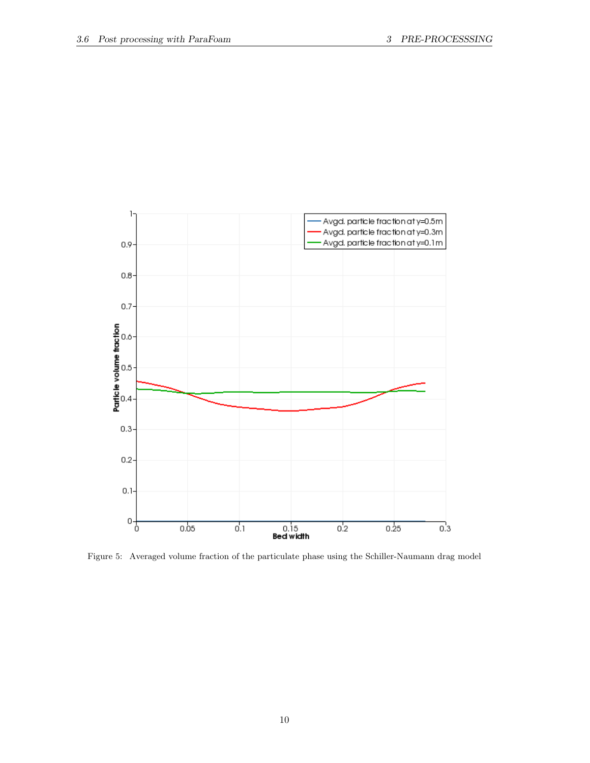Figure 5: Averaged volume fraction of the particulate phase using the Schiller-Naumann drag model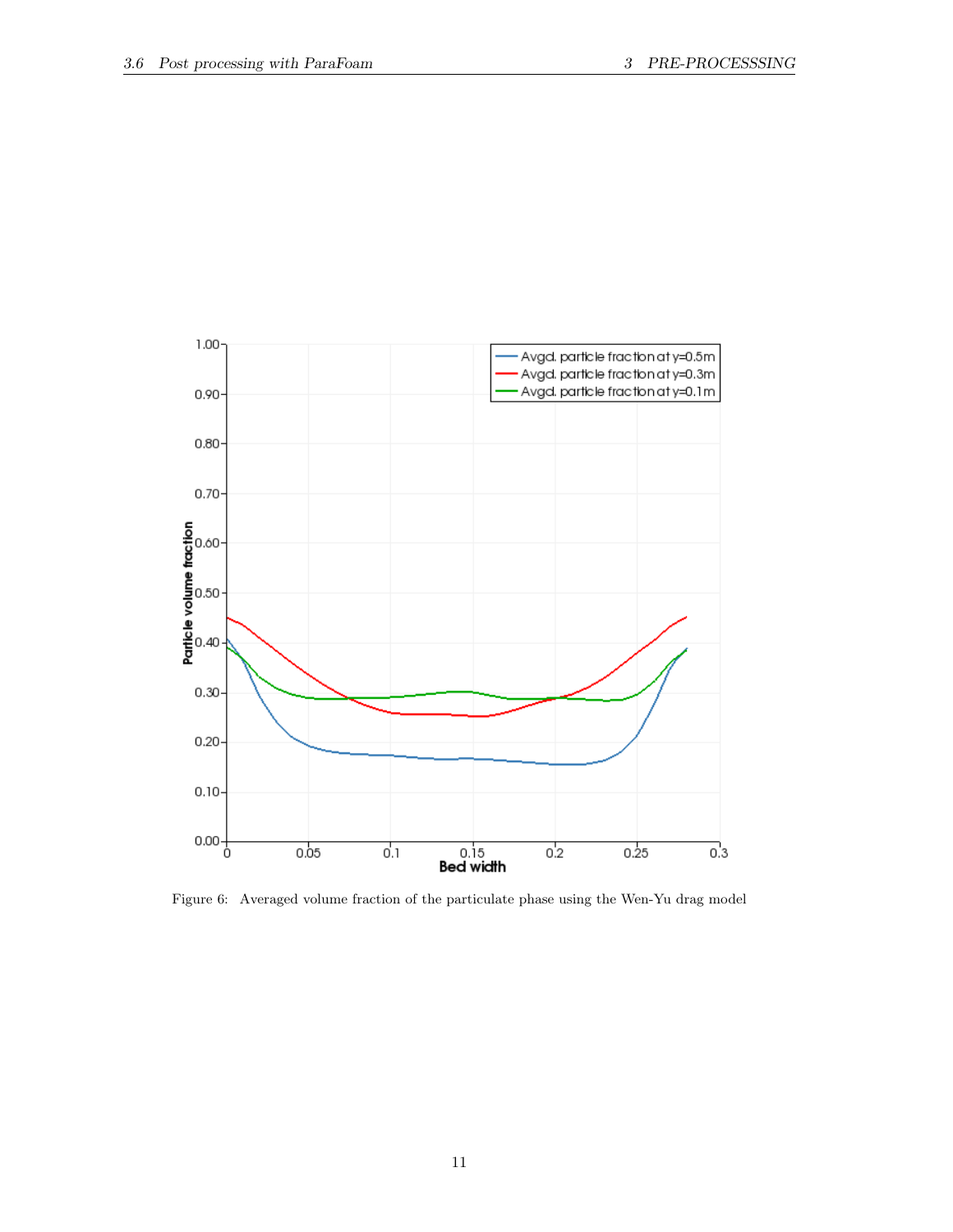Avgd. particle fraction at y=0.5m
Avgd. particle fraction at y=0.3m
Avgd. particle fraction at y=0.1m

Particle volume fraction

1.00
0.90
0.80
0.70
0.60
0.50
0.40
0.30
0.20
0.10
0.00

0
0.05
0.1
0.15
0.2
0.25
0.3

Bed width

Figure 6: Averaged volume fraction of the particulate phase using the Wen-Yu drag model